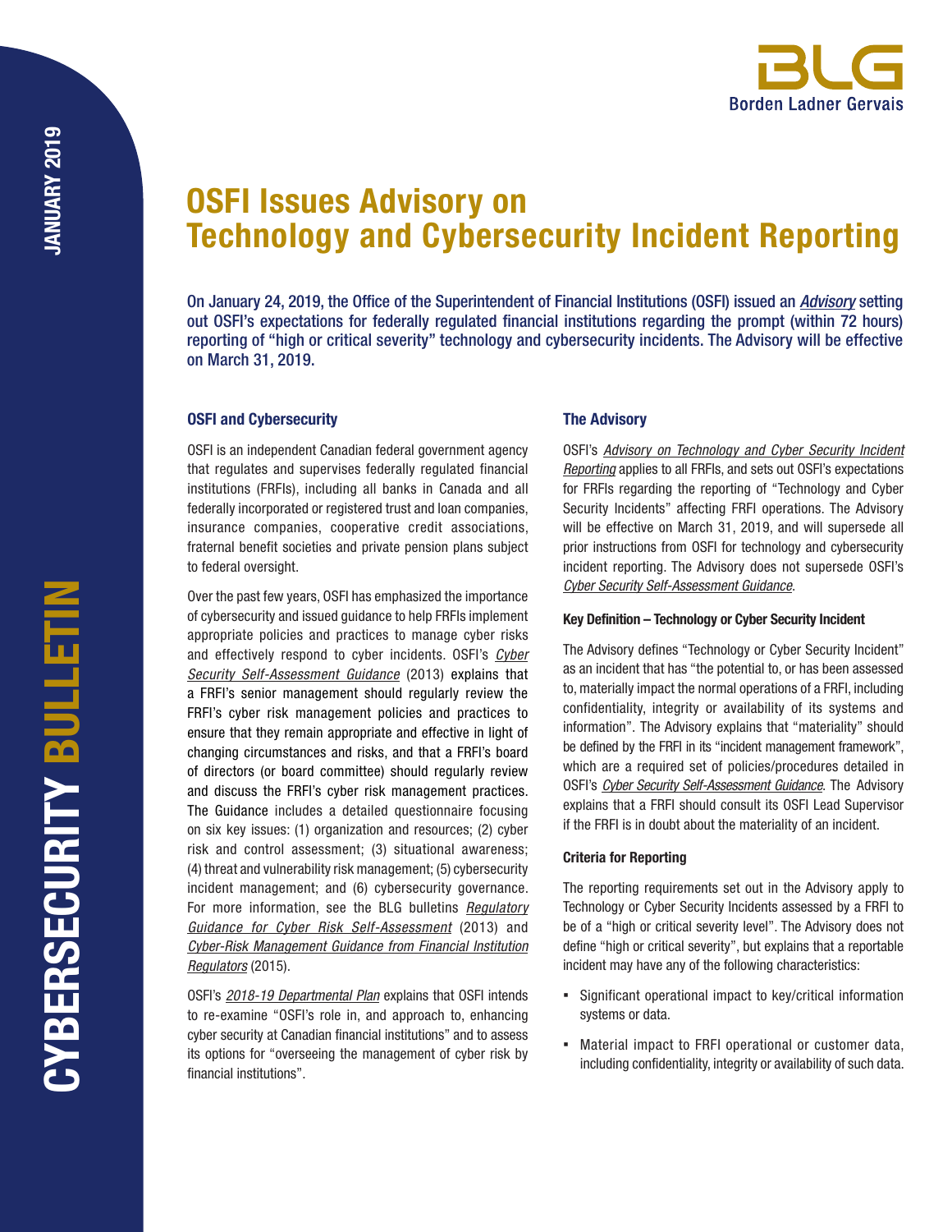# OSFI Issues Advisory on Technology and Cybersecurity Incident Reporting

**On January 24, 2019, the Office of the Superintendent of Financial Institutions (OSFI) issued an *Advisory* setting out OSFI's expectations for federally regulated financial institutions regarding the prompt (within 72 hours) reporting of "high or critical severity" technology and cybersecurity incidents. The Advisory will be effective on March 31, 2019.**

## OSFI and Cybersecurity

OSFI is an independent Canadian federal government agency that regulates and supervises federally regulated financial institutions (FRFIs), including all banks in Canada and all federally incorporated or registered trust and loan companies, insurance companies, cooperative credit associations, fraternal benefit societies and private pension plans subject to federal oversight.

Over the past few years, OSFI has emphasized the importance of cybersecurity and issued guidance to help FRFIs implement appropriate policies and practices to manage cyber risks and effectively respond to cyber incidents. OSFI's *Cyber Security Self-Assessment Guidance* (2013) explains that a FRFI's senior management should regularly review the FRFI's cyber risk management policies and practices to ensure that they remain appropriate and effective in light of changing circumstances and risks, and that a FRFI's board of directors (or board committee) should regularly review and discuss the FRFI's cyber risk management practices. The Guidance includes a detailed questionnaire focusing on six key issues: (1) organization and resources; (2) cyber risk and control assessment; (3) situational awareness; (4) threat and vulnerability risk management; (5) cybersecurity incident management; and (6) cybersecurity governance. For more information, see the BLG bulletins *Regulatory Guidance for Cyber Risk Self-Assessment* (2013) and *Cyber-Risk Management Guidance from Financial Institution Regulators* (2015).

OSFI's *2018-19 Departmental Plan* explains that OSFI intends to re-examine "OSFI's role in, and approach to, enhancing cyber security at Canadian financial institutions" and to assess its options for "overseeing the management of cyber risk by financial institutions".

## The Advisory

OSFI's *Advisory on Technology and Cyber Security Incident Reporting* applies to all FRFIs, and sets out OSFI's expectations for FRFIs regarding the reporting of "Technology and Cyber Security Incidents" affecting FRFI operations. The Advisory will be effective on March 31, 2019, and will supersede all prior instructions from OSFI for technology and cybersecurity incident reporting. The Advisory does not supersede OSFI's *Cyber Security Self-Assessment Guidance*.

### Key Definition – Technology or Cyber Security Incident

The Advisory defines "Technology or Cyber Security Incident" as an incident that has "the potential to, or has been assessed to, materially impact the normal operations of a FRFI, including confidentiality, integrity or availability of its systems and information". The Advisory explains that "materiality" should be defined by the FRFI in its "incident management framework", which are a required set of policies/procedures detailed in OSFI's *Cyber Security Self-Assessment Guidance*. The Advisory explains that a FRFI should consult its OSFI Lead Supervisor if the FRFI is in doubt about the materiality of an incident.

### Criteria for Reporting

The reporting requirements set out in the Advisory apply to Technology or Cyber Security Incidents assessed by a FRFI to be of a "high or critical severity level". The Advisory does not define "high or critical severity", but explains that a reportable incident may have any of the following characteristics:

- Significant operational impact to key/critical information systems or data.
- Material impact to FRFI operational or customer data, including confidentiality, integrity or availability of such data.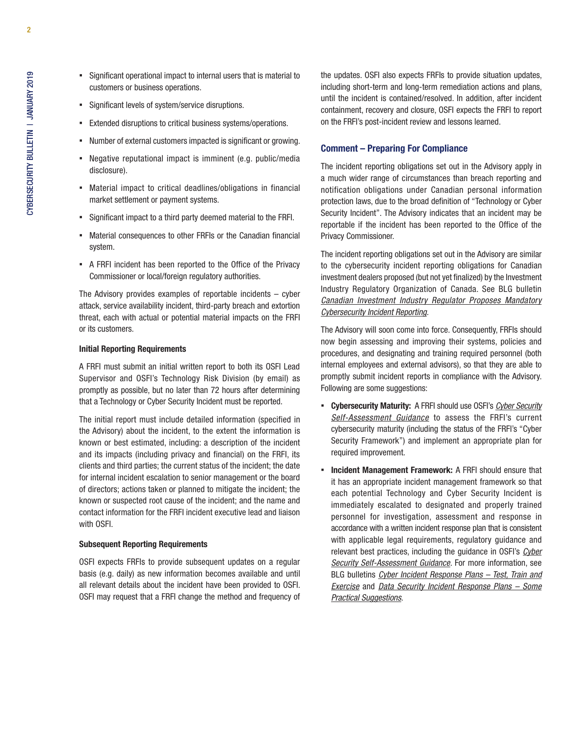- Significant operational impact to internal users that is material to customers or business operations.
- Significant levels of system/service disruptions.
- Extended disruptions to critical business systems/operations.
- Number of external customers impacted is significant or growing.
- Negative reputational impact is imminent (e.g. public/media disclosure).
- Material impact to critical deadlines/obligations in financial market settlement or payment systems.
- Significant impact to a third party deemed material to the FRFI.
- Material consequences to other FRFIs or the Canadian financial system.
- A FRFI incident has been reported to the Office of the Privacy Commissioner or local/foreign regulatory authorities.

The Advisory provides examples of reportable incidents – cyber attack, service availability incident, third-party breach and extortion threat, each with actual or potential material impacts on the FRFI or its customers.

#### Initial Reporting Requirements

A FRFI must submit an initial written report to both its OSFI Lead Supervisor and OSFI's Technology Risk Division (by email) as promptly as possible, but no later than 72 hours after determining that a Technology or Cyber Security Incident must be reported.

The initial report must include detailed information (specified in the Advisory) about the incident, to the extent the information is known or best estimated, including: a description of the incident and its impacts (including privacy and financial) on the FRFI, its clients and third parties; the current status of the incident; the date for internal incident escalation to senior management or the board of directors; actions taken or planned to mitigate the incident; the known or suspected root cause of the incident; and the name and contact information for the FRFI incident executive lead and liaison with OSFI.

#### Subsequent Reporting Requirements

OSFI expects FRFIs to provide subsequent updates on a regular basis (e.g. daily) as new information becomes available and until all relevant details about the incident have been provided to OSFI. OSFI may request that a FRFI change the method and frequency of the updates. OSFI also expects FRFIs to provide situation updates, including short-term and long-term remediation actions and plans, until the incident is contained/resolved. In addition, after incident containment, recovery and closure, OSFI expects the FRFI to report on the FRFI's post-incident review and lessons learned.

### Comment – Preparing For Compliance

The incident reporting obligations set out in the Advisory apply in a much wider range of circumstances than breach reporting and notification obligations under Canadian personal information protection laws, due to the broad definition of "Technology or Cyber Security Incident". The Advisory indicates that an incident may be reportable if the incident has been reported to the Office of the Privacy Commissioner.

The incident reporting obligations set out in the Advisory are similar to the cybersecurity incident reporting obligations for Canadian investment dealers proposed (but not yet finalized) by the Investment Industry Regulatory Organization of Canada. See BLG bulletin *Canadian Investment Industry Regulator Proposes Mandatory Cybersecurity Incident Reporting*.

The Advisory will soon come into force. Consequently, FRFIs should now begin assessing and improving their systems, policies and procedures, and designating and training required personnel (both internal employees and external advisors), so that they are able to promptly submit incident reports in compliance with the Advisory. Following are some suggestions:

- **Cybersecurity Maturity:** A FRFI should use OSFI's *Cyber Security Self-Assessment Guidance* to assess the FRFI's current cybersecurity maturity (including the status of the FRFI's "Cyber Security Framework") and implement an appropriate plan for required improvement.
- **Incident Management Framework:** A FRFI should ensure that it has an appropriate incident management framework so that each potential Technology and Cyber Security Incident is immediately escalated to designated and properly trained personnel for investigation, assessment and response in accordance with a written incident response plan that is consistent with applicable legal requirements, regulatory guidance and relevant best practices, including the guidance in OSFI's *Cyber Security Self-Assessment Guidance*. For more information, see BLG bulletins *Cyber Incident Response Plans – Test, Train and Exercise* and *Data Security Incident Response Plans – Some Practical Suggestions*.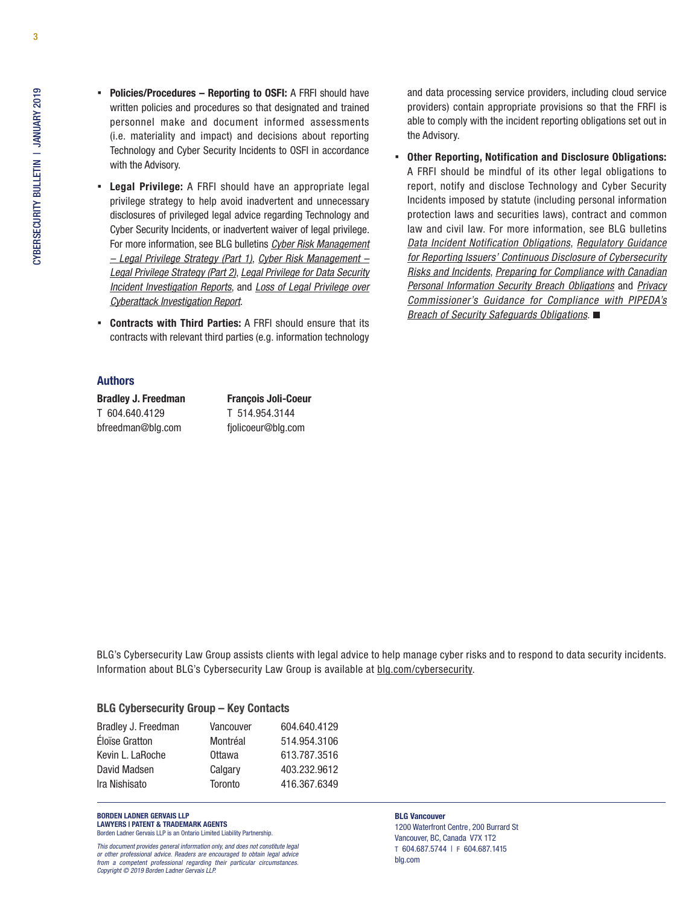- **Policies/Procedures – Reporting to OSFI:** A FRFI should have written policies and procedures so that designated and trained personnel make and document informed assessments (i.e. materiality and impact) and decisions about reporting Technology and Cyber Security Incidents to OSFI in accordance with the Advisory.
- **Legal Privilege:** A FRFI should have an appropriate legal privilege strategy to help avoid inadvertent and unnecessary disclosures of privileged legal advice regarding Technology and Cyber Security Incidents, or inadvertent waiver of legal privilege. For more information, see BLG bulletins *Cyber Risk Management – Legal Privilege Strategy (Part 1)*, *Cyber Risk Management – Legal Privilege Strategy (Part 2)*, *Legal Privilege for Data Security Incident Investigation Reports*, and *Loss of Legal Privilege over Cyberattack Investigation Report*.
- **Contracts with Third Parties:** A FRFI should ensure that its contracts with relevant third parties (e.g. information technology and data processing service providers, including cloud service providers) contain appropriate provisions so that the FRFI is able to comply with the incident reporting obligations set out in the Advisory.
- **Other Reporting, Notification and Disclosure Obligations:** A FRFI should be mindful of its other legal obligations to report, notify and disclose Technology and Cyber Security Incidents imposed by statute (including personal information protection laws and securities laws), contract and common law and civil law. For more information, see BLG bulletins *Data Incident Notification Obligations*, *Regulatory Guidance for Reporting Issuers' Continuous Disclosure of Cybersecurity Risks and Incidents*, *Preparing for Compliance with Canadian Personal Information Security Breach Obligations* and *Privacy Commissioner's Guidance for Compliance with PIPEDA's Breach of Security Safeguards Obligations*. ■

### Authors

**Bradley J. Freedman**
T 604.640.4129
bfreedman@blg.com

**François Joli-Coeur**
T 514.954.3144
fjolicoeur@blg.com

BLG's Cybersecurity Law Group assists clients with legal advice to help manage cyber risks and to respond to data security incidents. Information about BLG's Cybersecurity Law Group is available at blg.com/cybersecurity.

### BLG Cybersecurity Group – Key Contacts

| | | |
|---|---|---|
| Bradley J. Freedman | Vancouver | 604.640.4129 |
| Éloïse Gratton | Montréal | 514.954.3106 |
| Kevin L. LaRoche | Ottawa | 613.787.3516 |
| David Madsen | Calgary | 403.232.9612 |
| Ira Nishisato | Toronto | 416.367.6349 |

**BORDEN LADNER GERVAIS LLP**
**LAWYERS | PATENT & TRADEMARK AGENTS**
Borden Ladner Gervais LLP is an Ontario Limited Liability Partnership.

*This document provides general information only, and does not constitute legal or other professional advice. Readers are encouraged to obtain legal advice from a competent professional regarding their particular circumstances. Copyright © 2019 Borden Ladner Gervais LLP.*

**BLG Vancouver**
1200 Waterfront Centre, 200 Burrard St
Vancouver, BC, Canada V7X 1T2
T 604.687.5744 | F 604.687.1415
blg.com